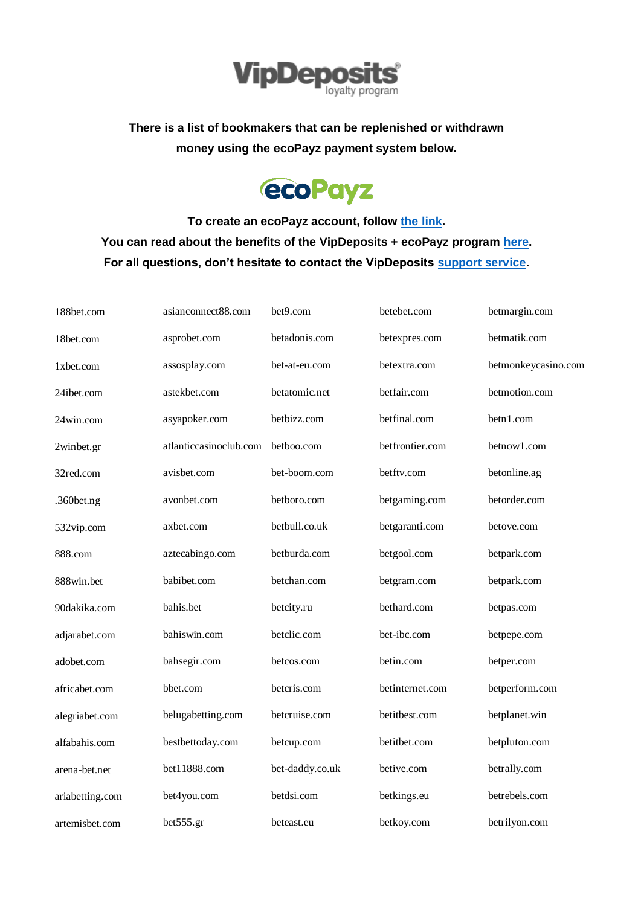VipDeposits® loyalty program

**There is a list of bookmakers that can be replenished or withdrawn money using the ecoPayz payment system below.**

ecoPayz

**To create an ecoPayz account, follow [the link](#).**
**You can read about the benefits of the VipDeposits + ecoPayz program [here](#).**
**For all questions, don't hesitate to contact the VipDeposits [support service](#).**

| | | | | |
|---|---|---|---|---|
| 188bet.com | asianconnect88.com | bet9.com | betebet.com | betmargin.com |
| 18bet.com | asprobet.com | betadonis.com | betexpres.com | betmatik.com |
| 1xbet.com | assosplay.com | bet-at-eu.com | betextra.com | betmonkeycasino.com |
| 24ibet.com | astekbet.com | betatomic.net | betfair.com | betmotion.com |
| 24win.com | asyapoker.com | betbizz.com | betfinal.com | betn1.com |
| 2winbet.gr | atlanticcasinoclub.com | betboo.com | betfrontier.com | betnow1.com |
| 32red.com | avisbet.com | bet-boom.com | betftv.com | betonline.ag |
| .360bet.ng | avonbet.com | betboro.com | betgaming.com | betorder.com |
| 532vip.com | axbet.com | betbull.co.uk | betgaranti.com | betove.com |
| 888.com | aztecabingo.com | betburda.com | betgool.com | betpark.com |
| 888win.bet | babibet.com | betchan.com | betgram.com | betpark.com |
| 90dakika.com | bahis.bet | betcity.ru | bethard.com | betpas.com |
| adjarabet.com | bahiswin.com | betclic.com | bet-ibc.com | betpepe.com |
| adobet.com | bahsegir.com | betcos.com | betin.com | betper.com |
| africabet.com | bbet.com | betcris.com | betinternet.com | betperform.com |
| alegriabet.com | belugabetting.com | betcruise.com | betitbest.com | betplanet.win |
| alfabahis.com | bestbettoday.com | betcup.com | betitbet.com | betpluton.com |
| arena-bet.net | bet11888.com | bet-daddy.co.uk | betive.com | betrally.com |
| ariabetting.com | bet4you.com | betdsi.com | betkings.eu | betrebels.com |
| artemisbet.com | bet555.gr | beteast.eu | betkoy.com | betrilyon.com |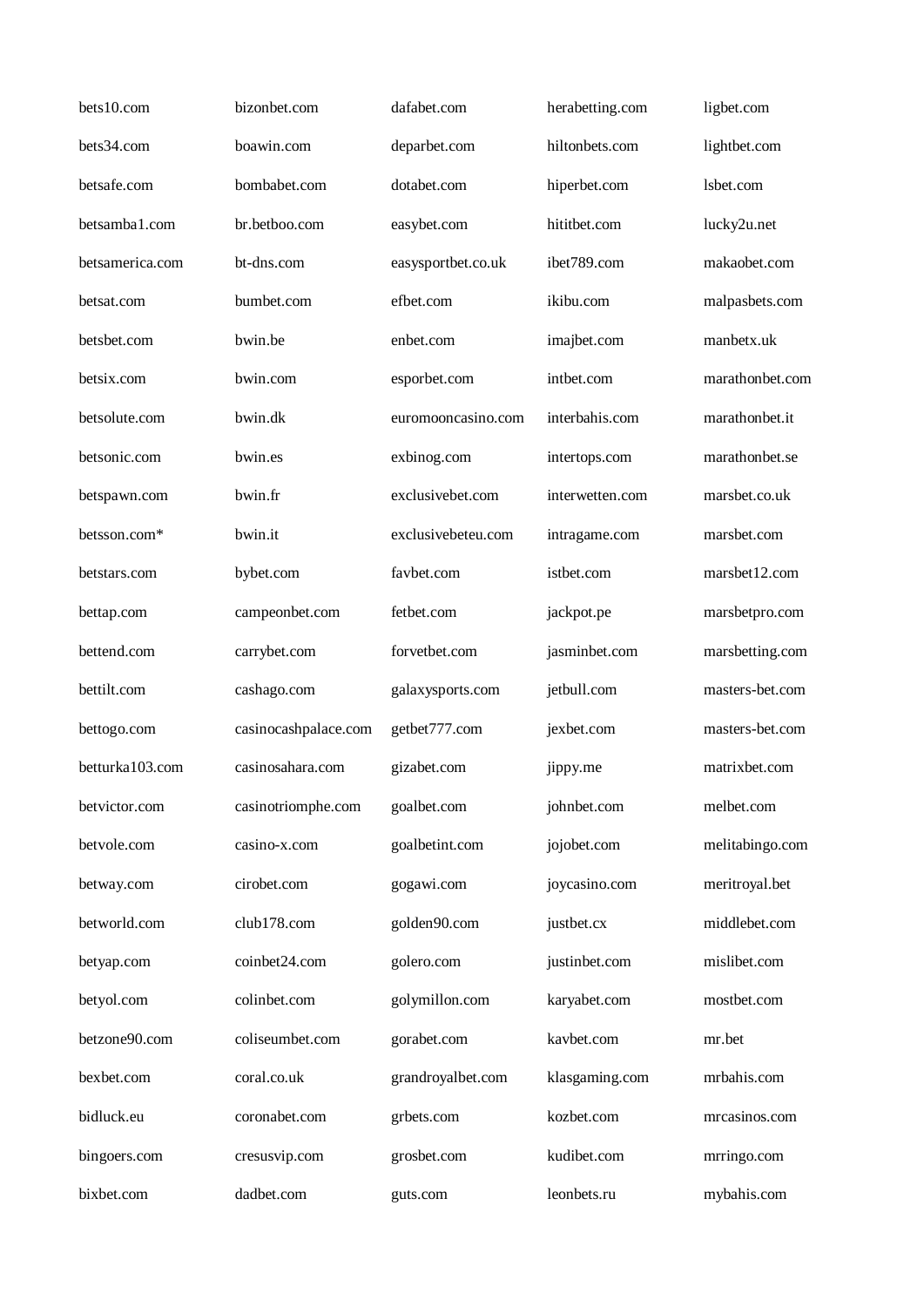bets10.com
bets34.com
betsafe.com
betsamba1.com
betsamerica.com
betsat.com
betsbet.com
betsix.com
betsolute.com
betsonic.com
betspawn.com
betsson.com*
betstars.com
bettap.com
bettend.com
bettilt.com
bettogo.com
betturka103.com
betvictor.com
betvole.com
betway.com
betworld.com
betyap.com
betyol.com
betzone90.com
bexbet.com
bidluck.eu
bingoers.com
bixbet.com
bizonbet.com
boawin.com
bombabet.com
br.betboo.com
bt-dns.com
bumbet.com
bwin.be
bwin.com
bwin.dk
bwin.es
bwin.fr
bwin.it
bybet.com
campeonbet.com
carrybet.com
cashago.com
casinocashpalace.com
casinosahara.com
casinotriomphe.com
casino-x.com
cirobet.com
club178.com
coinbet24.com
colinbet.com
coliseumbet.com
coral.co.uk
coronabet.com
cresusvip.com
dadbet.com
dafabet.com
deparbet.com
dotabet.com
easybet.com
easysportbet.co.uk
efbet.com
enbet.com
esporbet.com
euromooncasino.com
exbinog.com
exclusivebet.com
exclusivebeteu.com
favbet.com
fetbet.com
forvetbet.com
galaxysports.com
getbet777.com
gizabet.com
goalbet.com
goalbetint.com
gogawi.com
golden90.com
golero.com
golymillon.com
gorabet.com
grandroyalbet.com
grbets.com
grosbet.com
guts.com
herabetting.com
hiltonbets.com
hiperbet.com
hititbet.com
ibet789.com
ikibu.com
imajbet.com
intbet.com
interbahis.com
intertops.com
interwetten.com
intragame.com
istbet.com
jackpot.pe
jasminbet.com
jetbull.com
jexbet.com
jippy.me
johnbet.com
jojobet.com
joycasino.com
justbet.cx
justinbet.com
karyabet.com
kavbet.com
klasgaming.com
kozbet.com
kudibet.com
leonbets.ru
ligbet.com
lightbet.com
lsbet.com
lucky2u.net
makaobet.com
malpasbets.com
manbetx.uk
marathonbet.com
marathonbet.it
marathonbet.se
marsbet.co.uk
marsbet.com
marsbet12.com
marsbetpro.com
marsbetting.com
masters-bet.com
masters-bet.com
matrixbet.com
melbet.com
melitabingo.com
meritroyal.bet
middlebet.com
mislibet.com
mostbet.com
mr.bet
mrbahis.com
mrcasinos.com
mrringo.com
mybahis.com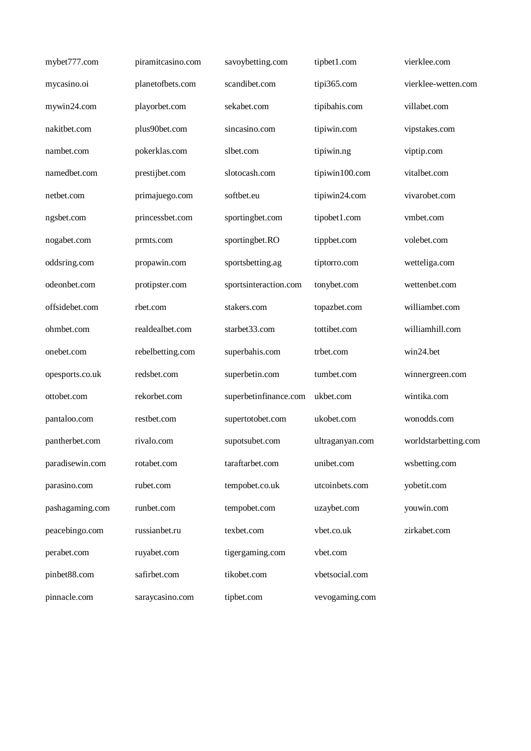mybet777.com
mycasino.oi
mywin24.com
nakitbet.com
nambet.com
namedbet.com
netbet.com
ngsbet.com
nogabet.com
oddsring.com
odeonbet.com
offsidebet.com
ohmbet.com
onebet.com
opesports.co.uk
ottobet.com
pantaloo.com
pantherbet.com
paradisewin.com
parasino.com
pashagaming.com
peacebingo.com
perabet.com
pinbet88.com
pinnacle.com
piramitcasino.com
planetofbets.com
playorbet.com
plus90bet.com
pokerklas.com
prestijbet.com
primajuego.com
princessbet.com
prmts.com
propawin.com
protipster.com
rbet.com
realdealbet.com
rebelbetting.com
redsbet.com
rekorbet.com
restbet.com
rivalo.com
rotabet.com
rubet.com
runbet.com
russianbet.ru
ruyabet.com
safirbet.com
saraycasino.com
savoybetting.com
scandibet.com
sekabet.com
sincasino.com
slbet.com
slotocash.com
softbet.eu
sportingbet.com
sportingbet.RO
sportsbetting.ag
sportsinteraction.com
stakers.com
starbet33.com
superbahis.com
superbetin.com
superbetinfinance.com
supertotobet.com
supotsubet.com
taraftarbet.com
tempobet.co.uk
tempobet.com
texbet.com
tigergaming.com
tikobet.com
tipbet.com
tipbet1.com
tipi365.com
tipibahis.com
tipiwin.com
tipiwin.ng
tipiwin100.com
tipiwin24.com
tipobet1.com
tippbet.com
tiptorro.com
tonybet.com
topazbet.com
tottibet.com
trbet.com
tumbet.com
ukbet.com
ukobet.com
ultraganyan.com
unibet.com
utcoinbets.com
uzaybet.com
vbet.co.uk
vbet.com
vbetsocial.com
vevogaming.com
vierklee.com
vierklee-wetten.com
villabet.com
vipstakes.com
viptip.com
vitalbet.com
vivarobet.com
vmbet.com
volebet.com
wetteliga.com
wettenbet.com
williambet.com
williamhill.com
win24.bet
winnergreen.com
wintika.com
wonodds.com
worldstarbetting.com
wsbetting.com
yobetit.com
youwin.com
zirkabet.com